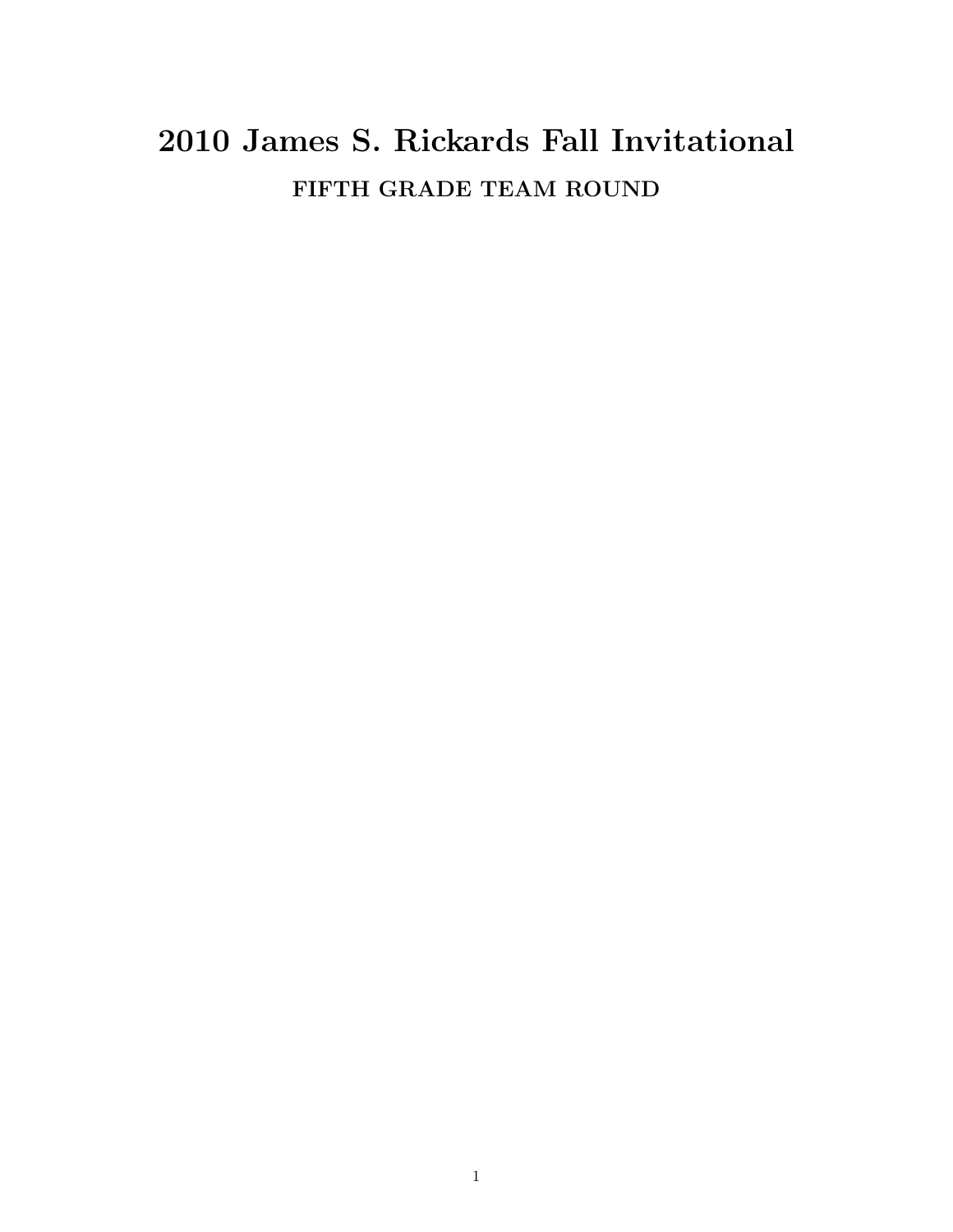# 2010 James S. Rickards Fall Invitational

## FIFTH GRADE TEAM ROUND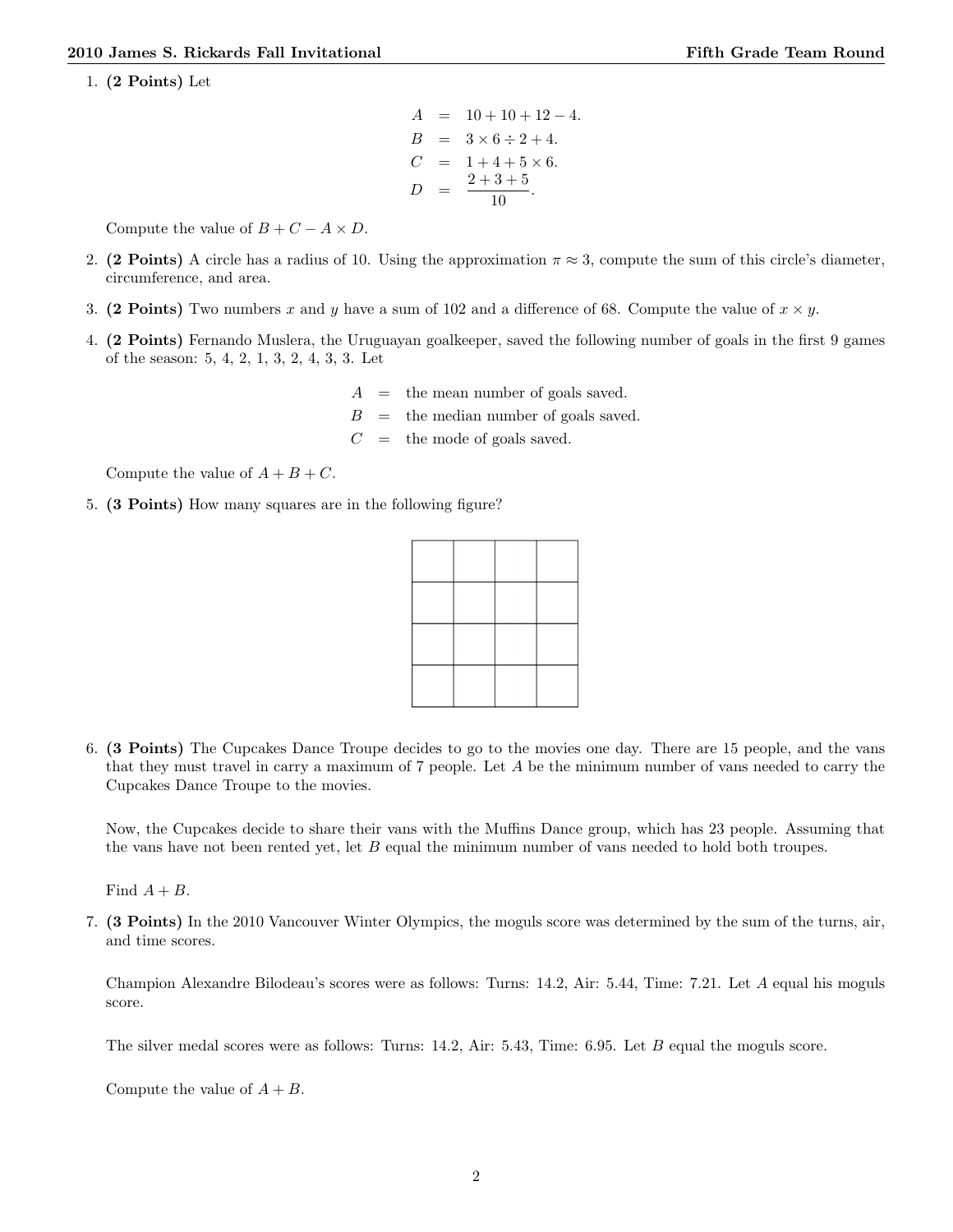1. **(2 Points)** Let

$$
\begin{aligned}
A &= 10 + 10 + 12 - 4. \\
B &= 3 \times 6 \div 2 + 4. \\
C &= 1 + 4 + 5 \times 6. \\
D &= \frac{2 + 3 + 5}{10}.
\end{aligned}
$$

Compute the value of $B + C - A \times D$.

2. **(2 Points)** A circle has a radius of 10. Using the approximation $\pi \approx 3$, compute the sum of this circle's diameter, circumference, and area.

3. **(2 Points)** Two numbers $x$ and $y$ have a sum of 102 and a difference of 68. Compute the value of $x \times y$.

4. **(2 Points)** Fernando Muslera, the Uruguayan goalkeeper, saved the following number of goals in the first 9 games of the season: 5, 4, 2, 1, 3, 2, 4, 3, 3. Let

$$
\begin{aligned}
A &= \text{the mean number of goals saved.} \\
B &= \text{the median number of goals saved.} \\
C &= \text{the mode of goals saved.}
\end{aligned}
$$

Compute the value of $A + B + C$.

5. **(3 Points)** How many squares are in the following figure?

| | | | |
|---|---|---|---|
| | | | |
| | | | |
| | | | |
| | | | |

6. **(3 Points)** The Cupcakes Dance Troupe decides to go to the movies one day. There are 15 people, and the vans that they must travel in carry a maximum of 7 people. Let $A$ be the minimum number of vans needed to carry the Cupcakes Dance Troupe to the movies.

   Now, the Cupcakes decide to share their vans with the Muffins Dance group, which has 23 people. Assuming that the vans have not been rented yet, let $B$ equal the minimum number of vans needed to hold both troupes.

   Find $A + B$.

7. **(3 Points)** In the 2010 Vancouver Winter Olympics, the moguls score was determined by the sum of the turns, air, and time scores.

   Champion Alexandre Bilodeau's scores were as follows: Turns: 14.2, Air: 5.44, Time: 7.21. Let $A$ equal his moguls score.

   The silver medal scores were as follows: Turns: 14.2, Air: 5.43, Time: 6.95. Let $B$ equal the moguls score.

   Compute the value of $A + B$.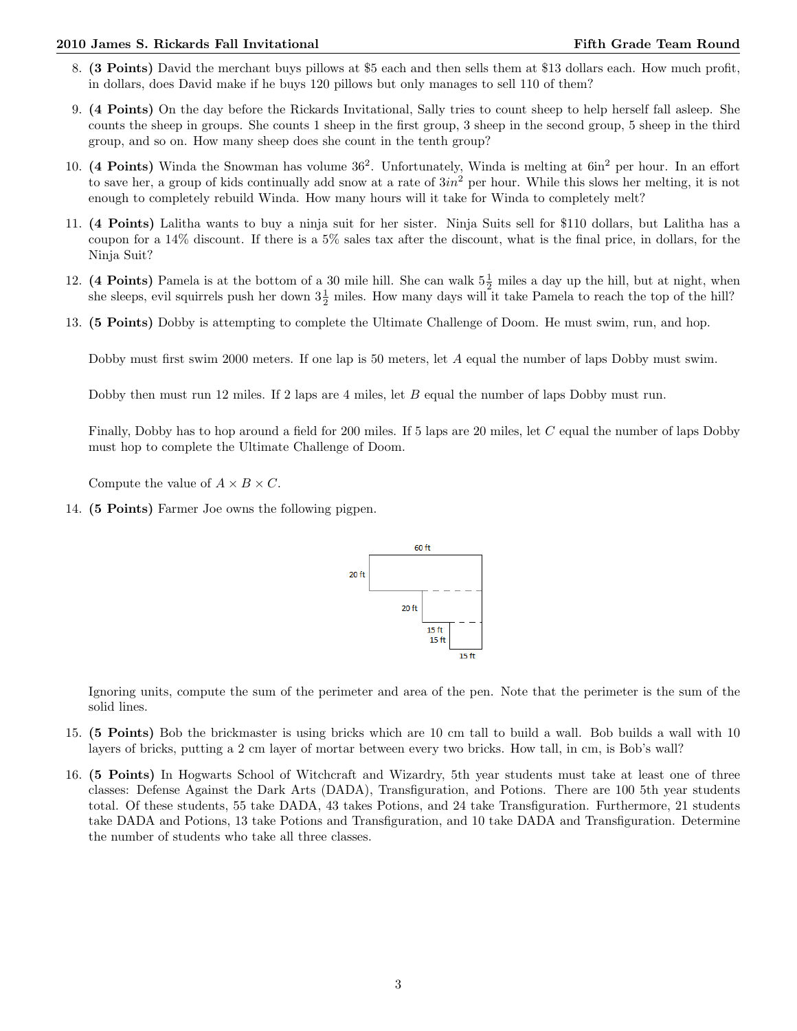8. **(3 Points)** David the merchant buys pillows at \$5 each and then sells them at \$13 dollars each. How much profit, in dollars, does David make if he buys 120 pillows but only manages to sell 110 of them?

9. **(4 Points)** On the day before the Rickards Invitational, Sally tries to count sheep to help herself fall asleep. She counts the sheep in groups. She counts 1 sheep in the first group, 3 sheep in the second group, 5 sheep in the third group, and so on. How many sheep does she count in the tenth group?

10. **(4 Points)** Winda the Snowman has volume $36^2$. Unfortunately, Winda is melting at $6\text{in}^2$ per hour. In an effort to save her, a group of kids continually add snow at a rate of $3in^2$ per hour. While this slows her melting, it is not enough to completely rebuild Winda. How many hours will it take for Winda to completely melt?

11. **(4 Points)** Lalitha wants to buy a ninja suit for her sister. Ninja Suits sell for \$110 dollars, but Lalitha has a coupon for a 14% discount. If there is a 5% sales tax after the discount, what is the final price, in dollars, for the Ninja Suit?

12. **(4 Points)** Pamela is at the bottom of a 30 mile hill. She can walk $5\frac{1}{2}$ miles a day up the hill, but at night, when she sleeps, evil squirrels push her down $3\frac{1}{2}$ miles. How many days will it take Pamela to reach the top of the hill?

13. **(5 Points)** Dobby is attempting to complete the Ultimate Challenge of Doom. He must swim, run, and hop.

    Dobby must first swim 2000 meters. If one lap is 50 meters, let $A$ equal the number of laps Dobby must swim.

    Dobby then must run 12 miles. If 2 laps are 4 miles, let $B$ equal the number of laps Dobby must run.

    Finally, Dobby has to hop around a field for 200 miles. If 5 laps are 20 miles, let $C$ equal the number of laps Dobby must hop to complete the Ultimate Challenge of Doom.

    Compute the value of $A \times B \times C$.

14. **(5 Points)** Farmer Joe owns the following pigpen.

    60 ft
    20 ft
    20 ft
    15 ft
    15 ft
    15 ft

    Ignoring units, compute the sum of the perimeter and area of the pen. Note that the perimeter is the sum of the solid lines.

15. **(5 Points)** Bob the brickmaster is using bricks which are 10 cm tall to build a wall. Bob builds a wall with 10 layers of bricks, putting a 2 cm layer of mortar between every two bricks. How tall, in cm, is Bob's wall?

16. **(5 Points)** In Hogwarts School of Witchcraft and Wizardry, 5th year students must take at least one of three classes: Defense Against the Dark Arts (DADA), Transfiguration, and Potions. There are 100 5th year students total. Of these students, 55 take DADA, 43 takes Potions, and 24 take Transfiguration. Furthermore, 21 students take DADA and Potions, 13 take Potions and Transfiguration, and 10 take DADA and Transfiguration. Determine the number of students who take all three classes.